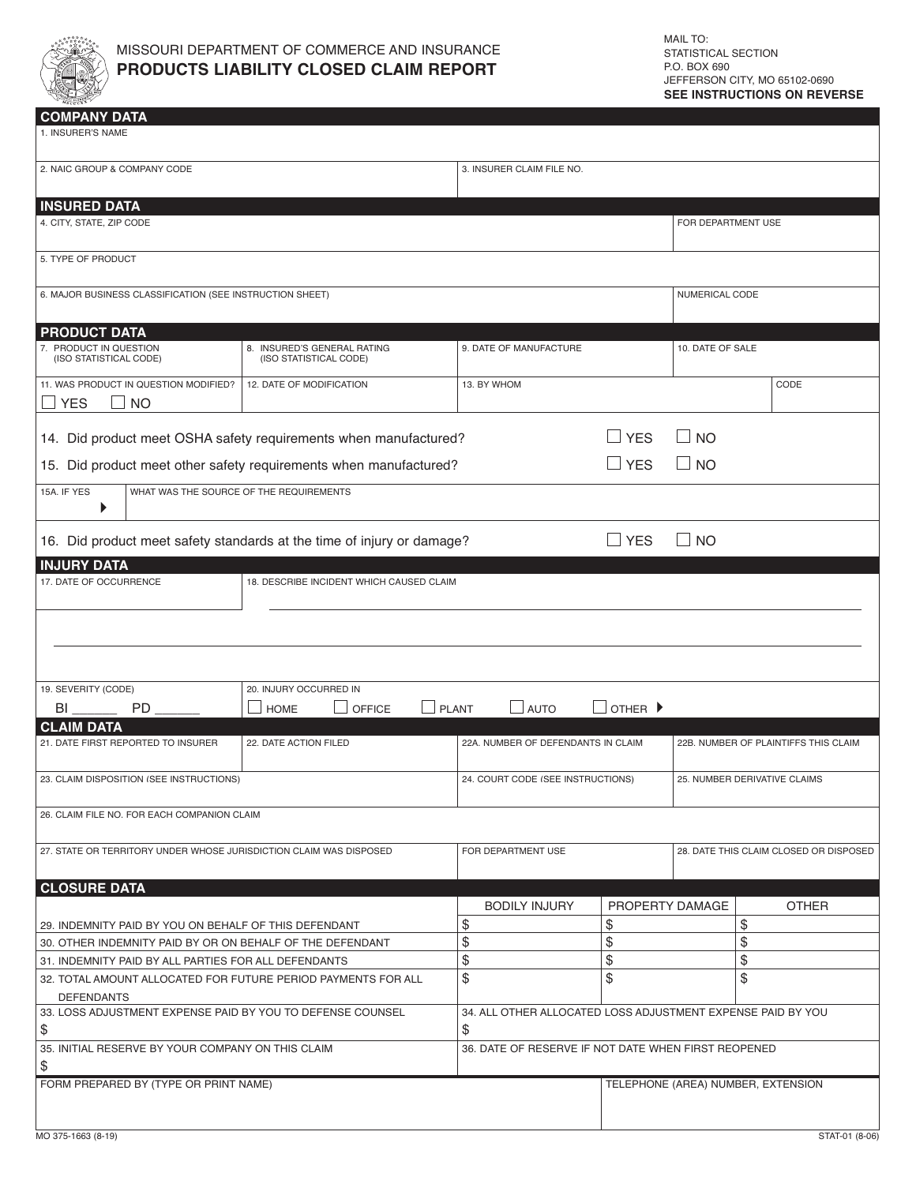MISSOURI DEPARTMENT OF COMMERCE AND INSURANCE

# PRODUCTS LIABILITY CLOSED CLAIM REPORT

MAIL TO:
STATISTICAL SECTION
P.O. BOX 690
JEFFERSON CITY, MO 65102-0690
**SEE INSTRUCTIONS ON REVERSE**

## COMPANY DATA

1. INSURER'S NAME

| 2. NAIC GROUP & COMPANY CODE | 3. INSURER CLAIM FILE NO. |
|---|---|
| | |

## INSURED DATA

| 4. CITY, STATE, ZIP CODE | FOR DEPARTMENT USE |
|---|---|
| | |

5. TYPE OF PRODUCT

| 6. MAJOR BUSINESS CLASSIFICATION (SEE INSTRUCTION SHEET) | NUMERICAL CODE |
|---|---|
| | |

## PRODUCT DATA

| 7. PRODUCT IN QUESTION (ISO STATISTICAL CODE) | 8. INSURED'S GENERAL RATING (ISO STATISTICAL CODE) | 9. DATE OF MANUFACTURE | 10. DATE OF SALE |
|---|---|---|---|
| | | | |

| 11. WAS PRODUCT IN QUESTION MODIFIED? | 12. DATE OF MODIFICATION | 13. BY WHOM | CODE |
|---|---|---|---|
| ☐ YES ☐ NO | | | |

14. Did product meet OSHA safety requirements when manufactured? ☐ YES ☐ NO

15. Did product meet other safety requirements when manufactured? ☐ YES ☐ NO

15A. IF YES ▶ WHAT WAS THE SOURCE OF THE REQUIREMENTS

16. Did product meet safety standards at the time of injury or damage? ☐ YES ☐ NO

## INJURY DATA

| 17. DATE OF OCCURRENCE | 18. DESCRIBE INCIDENT WHICH CAUSED CLAIM |
|---|---|
| | |

| 19. SEVERITY (CODE) | 20. INJURY OCCURRED IN |
|---|---|
| BI ______ PD ______ | ☐ HOME ☐ OFFICE ☐ PLANT ☐ AUTO ☐ OTHER ▶ |

## CLAIM DATA

| 21. DATE FIRST REPORTED TO INSURER | 22. DATE ACTION FILED | 22A. NUMBER OF DEFENDANTS IN CLAIM | 22B. NUMBER OF PLAINTIFFS THIS CLAIM |
|---|---|---|---|
| | | | |

| 23. CLAIM DISPOSITION (SEE INSTRUCTIONS) | 24. COURT CODE (SEE INSTRUCTIONS) | 25. NUMBER DERIVATIVE CLAIMS |
|---|---|---|
| | | |

26. CLAIM FILE NO. FOR EACH COMPANION CLAIM

| 27. STATE OR TERRITORY UNDER WHOSE JURISDICTION CLAIM WAS DISPOSED | FOR DEPARTMENT USE | 28. DATE THIS CLAIM CLOSED OR DISPOSED |
|---|---|---|
| | | |

## CLOSURE DATA

| | BODILY INJURY | PROPERTY DAMAGE | OTHER |
|---|---|---|---|
| 29. INDEMNITY PAID BY YOU ON BEHALF OF THIS DEFENDANT | $ | $ | $ |
| 30. OTHER INDEMNITY PAID BY OR ON BEHALF OF THE DEFENDANT | $ | $ | $ |
| 31. INDEMNITY PAID BY ALL PARTIES FOR ALL DEFENDANTS | $ | $ | $ |
| 32. TOTAL AMOUNT ALLOCATED FOR FUTURE PERIOD PAYMENTS FOR ALL DEFENDANTS | $ | $ | $ |

| 33. LOSS ADJUSTMENT EXPENSE PAID BY YOU TO DEFENSE COUNSEL | 34. ALL OTHER ALLOCATED LOSS ADJUSTMENT EXPENSE PAID BY YOU |
|---|---|
| $ | $ |

| 35. INITIAL RESERVE BY YOUR COMPANY ON THIS CLAIM | 36. DATE OF RESERVE IF NOT DATE WHEN FIRST REOPENED |
|---|---|
| $ | |

| FORM PREPARED BY (TYPE OR PRINT NAME) | TELEPHONE (AREA) NUMBER, EXTENSION |
|---|---|
| | |

MO 375-1663 (8-19) STAT-01 (8-06)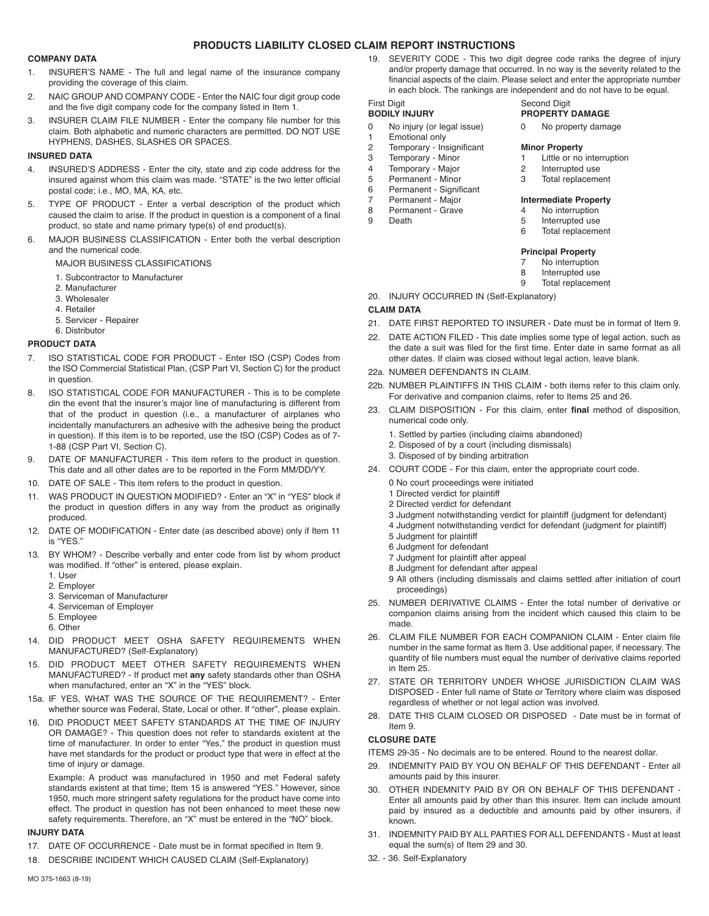# PRODUCTS LIABILITY CLOSED CLAIM REPORT INSTRUCTIONS

## COMPANY DATA

1. INSURER'S NAME - The full and legal name of the insurance company providing the coverage of this claim.
2. NAIC GROUP AND COMPANY CODE - Enter the NAIC four digit group code and the five digit company code for the company listed in Item 1.
3. INSURER CLAIM FILE NUMBER - Enter the company file number for this claim. Both alphabetic and numeric characters are permitted. DO NOT USE HYPHENS, DASHES, SLASHES OR SPACES.

## INSURED DATA

4. INSURED'S ADDRESS - Enter the city, state and zip code address for the insured against whom this claim was made. "STATE" is the two letter official postal code; i.e., MO, MA, KA, etc.
5. TYPE OF PRODUCT - Enter a verbal description of the product which caused the claim to arise. If the product in question is a component of a final product, so state and name primary type(s) of end product(s).
6. MAJOR BUSINESS CLASSIFICATION - Enter both the verbal description and the numerical code.

   MAJOR BUSINESS CLASSIFICATIONS

   1. Subcontractor to Manufacturer
   2. Manufacturer
   3. Wholesaler
   4. Retailer
   5. Servicer - Repairer
   6. Distributor

## PRODUCT DATA

7. ISO STATISTICAL CODE FOR PRODUCT - Enter ISO (CSP) Codes from the ISO Commercial Statistical Plan, (CSP Part VI, Section C) for the product in question.
8. ISO STATISTICAL CODE FOR MANUFACTURER - This is to be complete din the event that the insurer's major line of manufacturing is different from that of the product in question (i.e., a manufacturer of airplanes who incidentally manufacturers an adhesive with the adhesive being the product in question). If this item is to be reported, use the ISO (CSP) Codes as of 7-1-88 (CSP Part VI, Section C).
9. DATE OF MANUFACTURER - This item refers to the product in question. This date and all other dates are to be reported in the Form MM/DD/YY.
10. DATE OF SALE - This item refers to the product in question.
11. WAS PRODUCT IN QUESTION MODIFIED? - Enter an "X" in "YES" block if the product in question differs in any way from the product as originally produced.
12. DATE OF MODIFICATION - Enter date (as described above) only if Item 11 is "YES."
13. BY WHOM? - Describe verbally and enter code from list by whom product was modified. If "other" is entered, please explain.
    1. User
    2. Employer
    3. Serviceman of Manufacturer
    4. Serviceman of Employer
    5. Employee
    6. Other
14. DID PRODUCT MEET OSHA SAFETY REQUIREMENTS WHEN MANUFACTURED? (Self-Explanatory)
15. DID PRODUCT MEET OTHER SAFETY REQUIREMENTS WHEN MANUFACTURED? - If product met **any** safety standards other than OSHA when manufactured, enter an "X" in the "YES" block.

15a. IF YES, WHAT WAS THE SOURCE OF THE REQUIREMENT? - Enter whether source was Federal, State, Local or other. If "other", please explain.

16. DID PRODUCT MEET SAFETY STANDARDS AT THE TIME OF INJURY OR DAMAGE? - This question does not refer to standards existent at the time of manufacturer. In order to enter "Yes," the product in question must have met standards for the product or product type that were in effect at the time of injury or damage.

    Example: A product was manufactured in 1950 and met Federal safety standards existent at that time; Item 15 is answered "YES." However, since 1950, much more stringent safety regulations for the product have come into effect. The product in question has not been enhanced to meet these new safety requirements. Therefore, an "X" must be entered in the "NO" block.

## INJURY DATA

17. DATE OF OCCURRENCE - Date must be in format specified in Item 9.
18. DESCRIBE INCIDENT WHICH CAUSED CLAIM (Self-Explanatory)
19. SEVERITY CODE - This two digit degree code ranks the degree of injury and/or property damage that occurred. In no way is the severity related to the financial aspects of the claim. Please select and enter the appropriate number in each block. The rankings are independent and do not have to be equal.

First Digit
**BODILY INJURY**

- 0 No injury (or legal issue)
- 1 Emotional only
- 2 Temporary - Insignificant
- 3 Temporary - Minor
- 4 Temporary - Major
- 5 Permanent - Minor
- 6 Permanent - Significant
- 7 Permanent - Major
- 8 Permanent - Grave
- 9 Death

Second Digit
**PROPERTY DAMAGE**

- 0 No property damage

**Minor Property**

- 1 Little or no interruption
- 2 Interrupted use
- 3 Total replacement

**Intermediate Property**

- 4 No interruption
- 5 Interrupted use
- 6 Total replacement

**Principal Property**

- 7 No interruption
- 8 Interrupted use
- 9 Total replacement

20. INJURY OCCURRED IN (Self-Explanatory)

## CLAIM DATA

21. DATE FIRST REPORTED TO INSURER - Date must be in format of Item 9.
22. DATE ACTION FILED - This date implies some type of legal action, such as the date a suit was filed for the first time. Enter date in same format as all other dates. If claim was closed without legal action, leave blank.

22a. NUMBER DEFENDANTS IN CLAIM.

22b. NUMBER PLAINTIFFS IN THIS CLAIM - both items refer to this claim only. For derivative and companion claims, refer to Items 25 and 26.

23. CLAIM DISPOSITION - For this claim, enter **final** method of disposition, numerical code only.
    1. Settled by parties (including claims abandoned)
    2. Disposed of by a court (including dismissals)
    3. Disposed of by binding arbitration
24. COURT CODE - For this claim, enter the appropriate court code.

    0 No court proceedings were initiated
    1 Directed verdict for plaintiff
    2 Directed verdict for defendant
    3 Judgment notwithstanding verdict for plaintiff (judgment for defendant)
    4 Judgment notwithstanding verdict for defendant (judgment for plaintiff)
    5 Judgment for plaintiff
    6 Judgment for defendant
    7 Judgment for plaintiff after appeal
    8 Judgment for defendant after appeal
    9 All others (including dismissals and claims settled after initiation of court proceedings)
25. NUMBER DERIVATIVE CLAIMS - Enter the total number of derivative or companion claims arising from the incident which caused this claim to be made.
26. CLAIM FILE NUMBER FOR EACH COMPANION CLAIM - Enter claim file number in the same format as Item 3. Use additional paper, if necessary. The quantity of file numbers must equal the number of derivative claims reported in Item 25.
27. STATE OR TERRITORY UNDER WHOSE JURISDICTION CLAIM WAS DISPOSED - Enter full name of State or Territory where claim was disposed regardless of whether or not legal action was involved.
28. DATE THIS CLAIM CLOSED OR DISPOSED - Date must be in format of Item 9.

## CLOSURE DATE

ITEMS 29-35 - No decimals are to be entered. Round to the nearest dollar.

29. INDEMNITY PAID BY YOU ON BEHALF OF THIS DEFENDANT - Enter all amounts paid by this insurer.
30. OTHER INDEMNITY PAID BY OR ON BEHALF OF THIS DEFENDANT - Enter all amounts paid by other than this insurer. Item can include amount paid by insured as a deductible and amounts paid by other insurers, if known.
31. INDEMNITY PAID BY ALL PARTIES FOR ALL DEFENDANTS - Must at least equal the sum(s) of Item 29 and 30.
32. - 36. Self-Explanatory

MO 375-1663 (8-19)